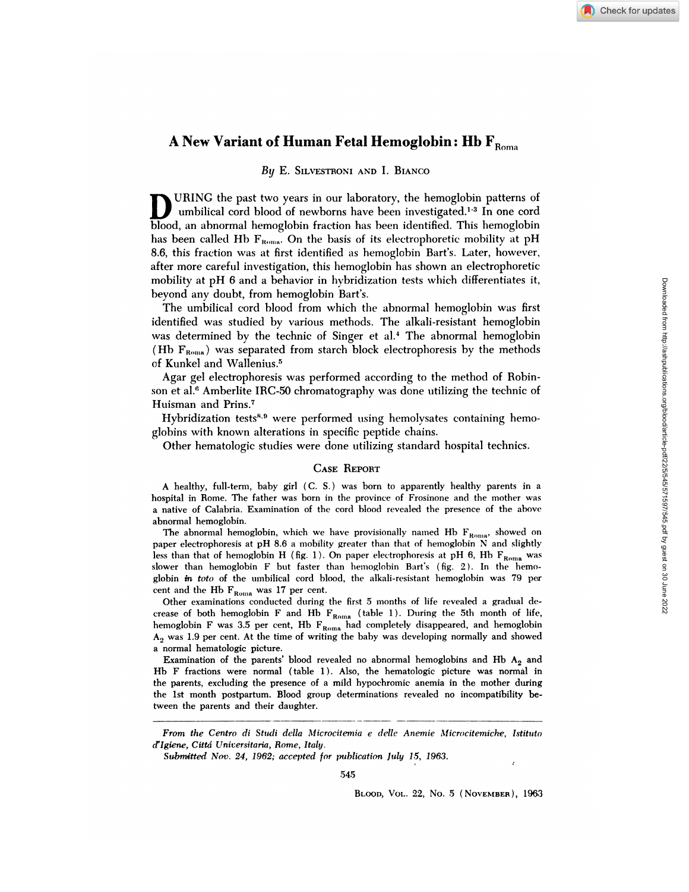# A New Variant of Human Fetal Hemoglobin: Hb $F_{Roma}$

*By* E. Silvestroni and I. Bianco

During the past two years in our laboratory, the hemoglobin patterns of umbilical cord blood of newborns have been investigated.[1-3] In one cord blood, an abnormal hemoglobin fraction has been identified. This hemoglobin has been called Hb $F_{Roma}$. On the basis of its electrophoretic mobility at pH 8.6, this fraction was at first identified as hemoglobin Bart's. Later, however, after more careful investigation, this hemoglobin has shown an electrophoretic mobility at pH 6 and a behavior in hybridization tests which differentiates it, beyond any doubt, from hemoglobin Bart's.

The umbilical cord blood from which the abnormal hemoglobin was first identified was studied by various methods. The alkali-resistant hemoglobin was determined by the technic of Singer et al.[4] The abnormal hemoglobin (Hb $F_{Roma}$) was separated from starch block electrophoresis by the methods of Kunkel and Wallenius.[5]

Agar gel electrophoresis was performed according to the method of Robinson et al.[6] Amberlite IRC-50 chromatography was done utilizing the technic of Huisman and Prins.[7]

Hybridization tests[8,9] were performed using hemolysates containing hemoglobins with known alterations in specific peptide chains.

Other hematologic studies were done utilizing standard hospital technics.

## Case Report

A healthy, full-term, baby girl (C. S.) was born to apparently healthy parents in a hospital in Rome. The father was born in the province of Frosinone and the mother was a native of Calabria. Examination of the cord blood revealed the presence of the above abnormal hemoglobin.

The abnormal hemoglobin, which we have provisionally named Hb $F_{Roma}$, showed on paper electrophoresis at pH 8.6 a mobility greater than that of hemoglobin N and slightly less than that of hemoglobin H (fig. 1). On paper electrophoresis at pH 6, Hb $F_{Roma}$ was slower than hemoglobin F but faster than hemoglobin Bart's (fig. 2). In the hemoglobin *in toto* of the umbilical cord blood, the alkali-resistant hemoglobin was 79 per cent and the Hb $F_{Roma}$ was 17 per cent.

Other examinations conducted during the first 5 months of life revealed a gradual decrease of both hemoglobin F and Hb $F_{Roma}$ (table 1). During the 5th month of life, hemoglobin F was 3.5 per cent, Hb $F_{Roma}$ had completely disappeared, and hemoglobin $A_2$ was 1.9 per cent. At the time of writing the baby was developing normally and showed a normal hematologic picture.

Examination of the parents' blood revealed no abnormal hemoglobins and Hb $A_2$ and Hb F fractions were normal (table 1). Also, the hematologic picture was normal in the parents, excluding the presence of a mild hypochromic anemia in the mother during the 1st month postpartum. Blood group determinations revealed no incompatibility between the parents and their daughter.

---

*From the Centro di Studi della Microcitemia e delle Anemie Microcitemiche, Istituto d'Igiene, Città Universitaria, Rome, Italy.*

*Submitted Nov. 24, 1962; accepted for publication July 15, 1963.*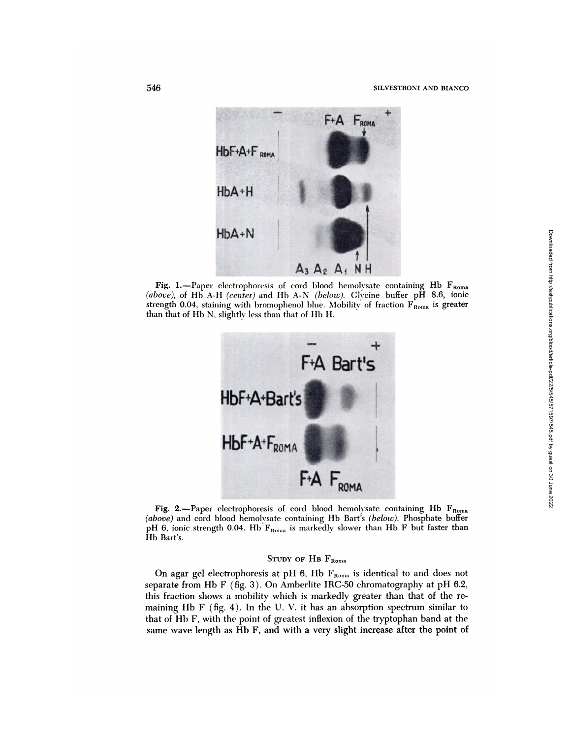**Fig. 1.**—Paper electrophoresis of cord blood hemolysate containing Hb $F_{Roma}$ *(above)*, of Hb A-H *(center)* and Hb A-N *(below)*. Glycine buffer pH 8.6, ionic strength 0.04, staining with bromophenol blue. Mobility of fraction $F_{Roma}$ is greater than that of Hb N, slightly less than that of Hb H.

**Fig. 2.**—Paper electrophoresis of cord blood hemolysate containing Hb $F_{Roma}$ *(above)* and cord blood hemolysate containing Hb Bart's *(below)*. Phosphate buffer pH 6, ionic strength 0.04. Hb $F_{Roma}$ is markedly slower than Hb F but faster than Hb Bart's.

## Study of Hb $F_{Roma}$

On agar gel electrophoresis at pH 6, Hb $F_{Roma}$ is identical to and does not separate from Hb F (fig. 3). On Amberlite IRC-50 chromatography at pH 6.2, this fraction shows a mobility which is markedly greater than that of the remaining Hb F (fig. 4). In the U. V. it has an absorption spectrum similar to that of Hb F, with the point of greatest inflexion of the tryptophan band at the same wave length as Hb F, and with a very slight increase after the point of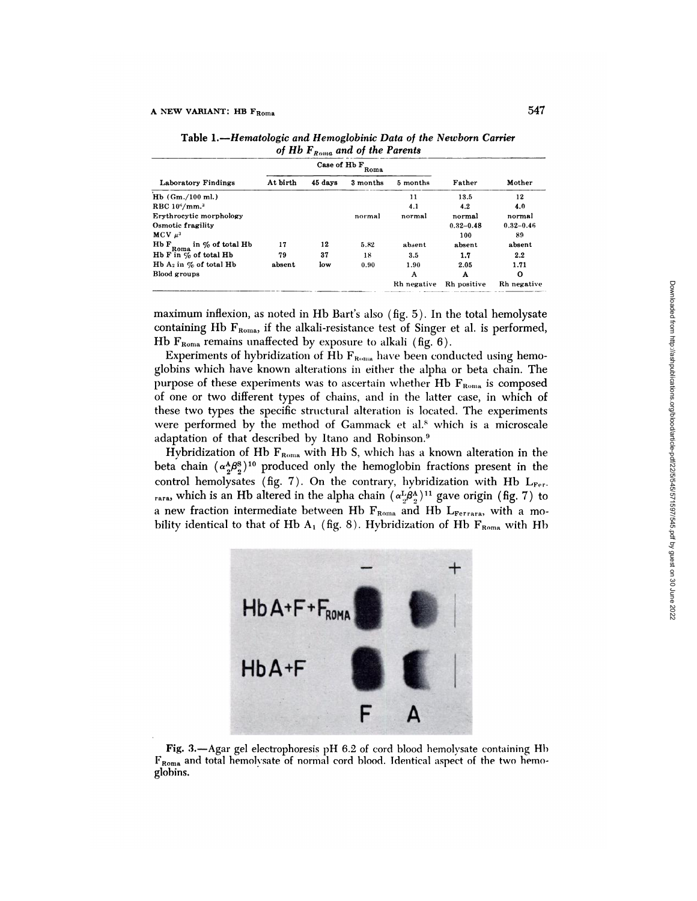**Table 1.—*Hematologic and Hemoglobinic Data of the Newborn Carrier of Hb $F_{Roma}$ and of the Parents***

| Laboratory Findings | Case of Hb $F_{Roma}$ At birth | 45 days | 3 months | 5 months | Father | Mother |
|---|---|---|---|---|---|---|
| Hb (Gm./100 ml.) | | | | 11 | 13.5 | 12 |
| RBC $10^6$/mm.$^3$ | | | | 4.1 | 4.2 | 4.0 |
| Erythrocytic morphology | | | normal | normal | normal | normal |
| Osmotic fragility | | | | | 0.32–0.48 | 0.32–0.46 |
| MCV $\mu^3$ | | | | | 100 | 89 |
| Hb $F_{Roma}$ in % of total Hb | 17 | 12 | 5.82 | absent | absent | absent |
| Hb F in % of total Hb | 79 | 37 | 18 | 3.5 | 1.7 | 2.2 |
| Hb $A_2$ in % of total Hb | absent | low | 0.90 | 1.90 | 2.05 | 1.71 |
| Blood groups | | | | A | A | O |
| | | | | Rh negative | Rh positive | Rh negative |

maximum inflexion, as noted in Hb Bart's also (fig. 5). In the total hemolysate containing Hb $F_{Roma}$, if the alkali-resistance test of Singer et al. is performed, Hb $F_{Roma}$ remains unaffected by exposure to alkali (fig. 6).

Experiments of hybridization of Hb $F_{Roma}$ have been conducted using hemoglobins which have known alterations in either the alpha or beta chain. The purpose of these experiments was to ascertain whether Hb $F_{Roma}$ is composed of one or two different types of chains, and in the latter case, in which of these two types the specific structural alteration is located. The experiments were performed by the method of Gammack et al.[8] which is a microscale adaptation of that described by Itano and Robinson.[9]

Hybridization of Hb $F_{Roma}$ with Hb S, which has a known alteration in the beta chain ($\alpha_2^A\beta_2^S$)[10] produced only the hemoglobin fractions present in the control hemolysates (fig. 7). On the contrary, hybridization with Hb $L_{Ferrara}$, which is an Hb altered in the alpha chain ($\alpha_2^L\beta_2^A$)[11] gave origin (fig. 7) to a new fraction intermediate between Hb $F_{Roma}$ and Hb $L_{Ferrara}$, with a mobility identical to that of Hb $A_1$ (fig. 8). Hybridization of Hb $F_{Roma}$ with Hb

**Fig. 3.**—Agar gel electrophoresis pH 6.2 of cord blood hemolysate containing Hb $F_{Roma}$ and total hemolysate of normal cord blood. Identical aspect of the two hemoglobins.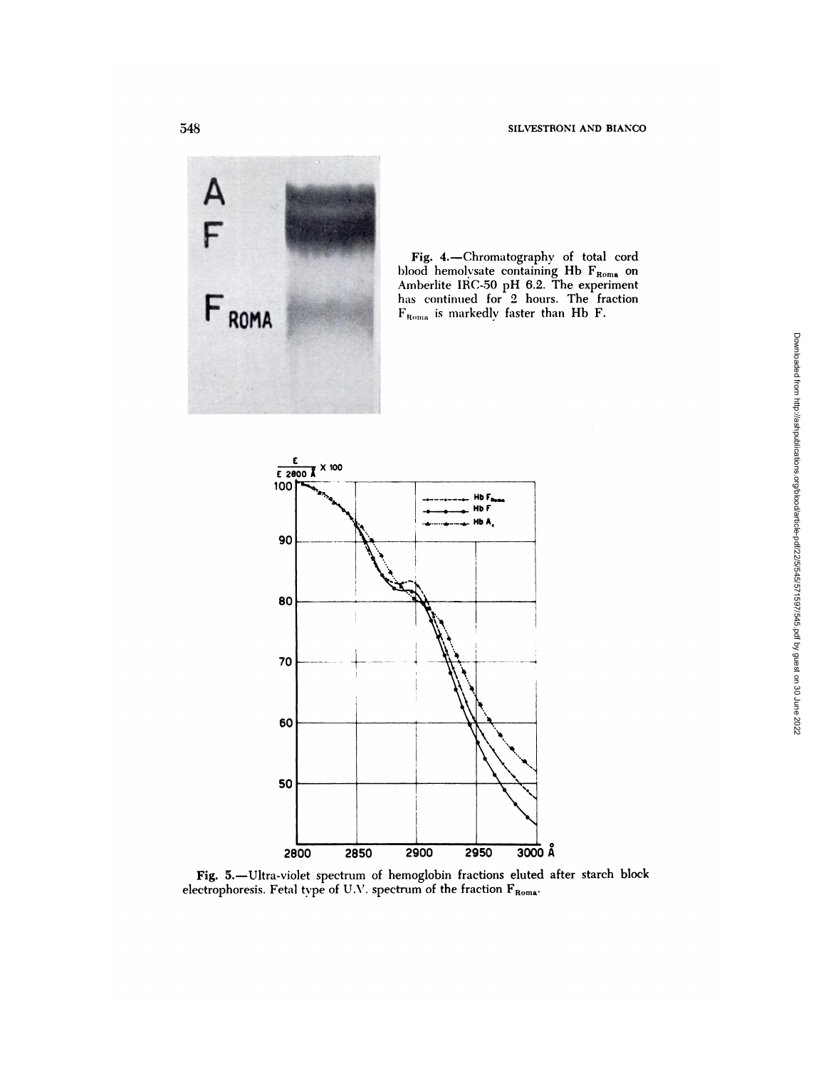Fig. 4.—Chromatography of total cord blood hemolysate containing Hb $F_{Roma}$ on Amberlite IRC-50 pH 6.2. The experiment has continued for 2 hours. The fraction $F_{Roma}$ is markedly faster than Hb F.

Fig. 5.—Ultra-violet spectrum of hemoglobin fractions eluted after starch block electrophoresis. Fetal type of U.V. spectrum of the fraction $F_{Roma}$.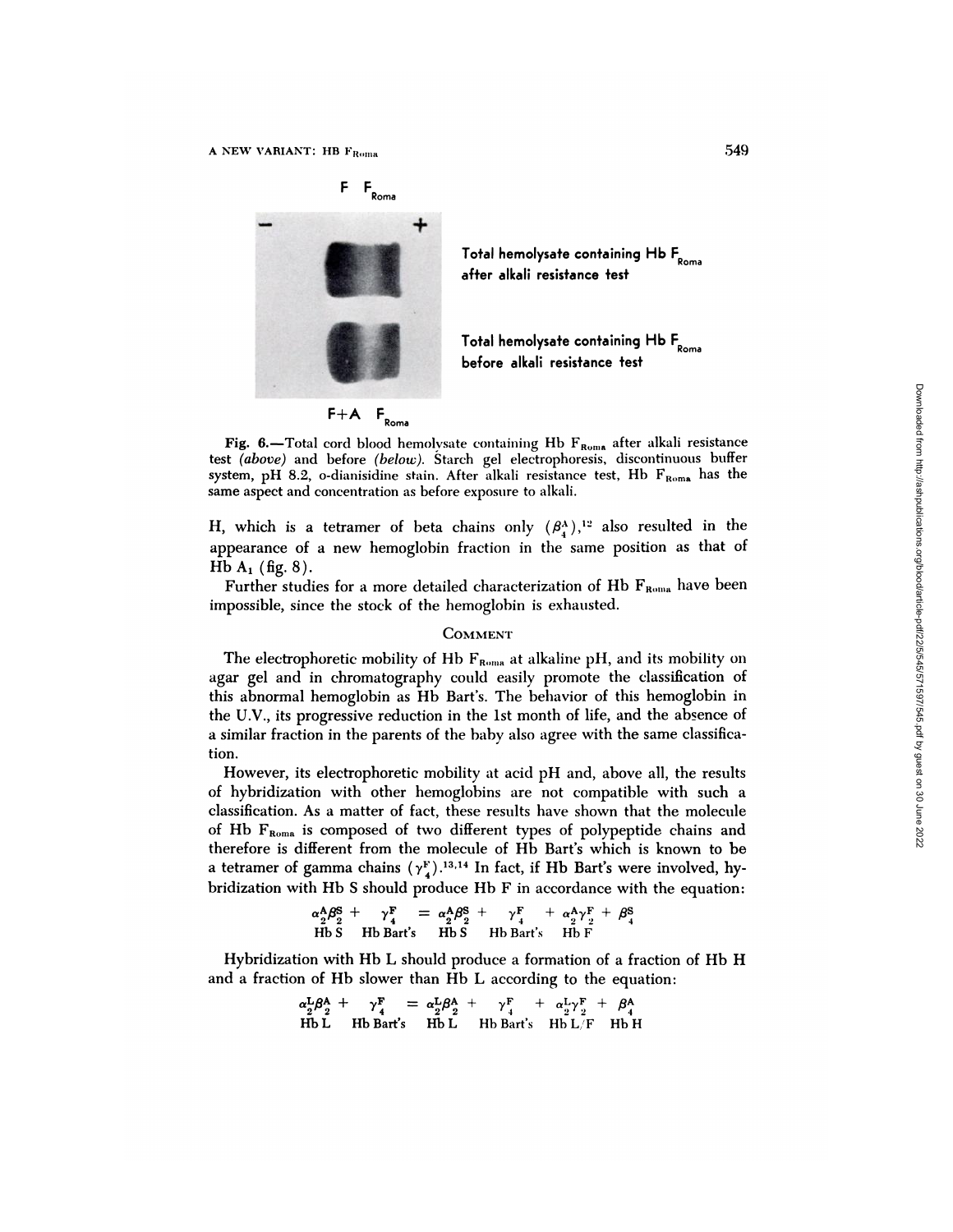F F$_{Roma}$

Total hemolysate containing Hb F$_{Roma}$ after alkali resistance test

Total hemolysate containing Hb F$_{Roma}$ before alkali resistance test

F+A F$_{Roma}$

**Fig. 6.**—Total cord blood hemolysate containing Hb F$_{Roma}$ after alkali resistance test *(above)* and before *(below)*. Starch gel electrophoresis, discontinuous buffer system, pH 8.2, o-dianisidine stain. After alkali resistance test, Hb F$_{Roma}$ has the same aspect and concentration as before exposure to alkali.

H, which is a tetramer of beta chains only $(\beta_4^A)$,[12] also resulted in the appearance of a new hemoglobin fraction in the same position as that of Hb $A_1$ (fig. 8).

Further studies for a more detailed characterization of Hb F$_{Roma}$ have been impossible, since the stock of the hemoglobin is exhausted.

## Comment

The electrophoretic mobility of Hb F$_{Roma}$ at alkaline pH, and its mobility on agar gel and in chromatography could easily promote the classification of this abnormal hemoglobin as Hb Bart's. The behavior of this hemoglobin in the U.V., its progressive reduction in the 1st month of life, and the absence of a similar fraction in the parents of the baby also agree with the same classification.

However, its electrophoretic mobility at acid pH and, above all, the results of hybridization with other hemoglobins are not compatible with such a classification. As a matter of fact, these results have shown that the molecule of Hb F$_{Roma}$ is composed of two different types of polypeptide chains and therefore is different from the molecule of Hb Bart's which is known to be a tetramer of gamma chains $(\gamma_4^F)$.[13,14] In fact, if Hb Bart's were involved, hybridization with Hb S should produce Hb F in accordance with the equation:

$$\underset{\text{Hb S}}{\alpha_2^A\beta_2^S} + \underset{\text{Hb Bart's}}{\gamma_4^F} = \underset{\text{Hb S}}{\alpha_2^A\beta_2^S} + \underset{\text{Hb Bart's}}{\gamma_4^F} + \underset{\text{Hb F}}{\alpha_2^A\gamma_2^F} + \beta_4^S$$

Hybridization with Hb L should produce a formation of a fraction of Hb H and a fraction of Hb slower than Hb L according to the equation:

$$\underset{\text{Hb L}}{\alpha_2^L\beta_2^A} + \underset{\text{Hb Bart's}}{\gamma_4^F} = \underset{\text{Hb L}}{\alpha_2^L\beta_2^A} + \underset{\text{Hb Bart's}}{\gamma_4^F} + \underset{\text{Hb L/F}}{\alpha_2^L\gamma_2^F} + \underset{\text{Hb H}}{\beta_4^A}$$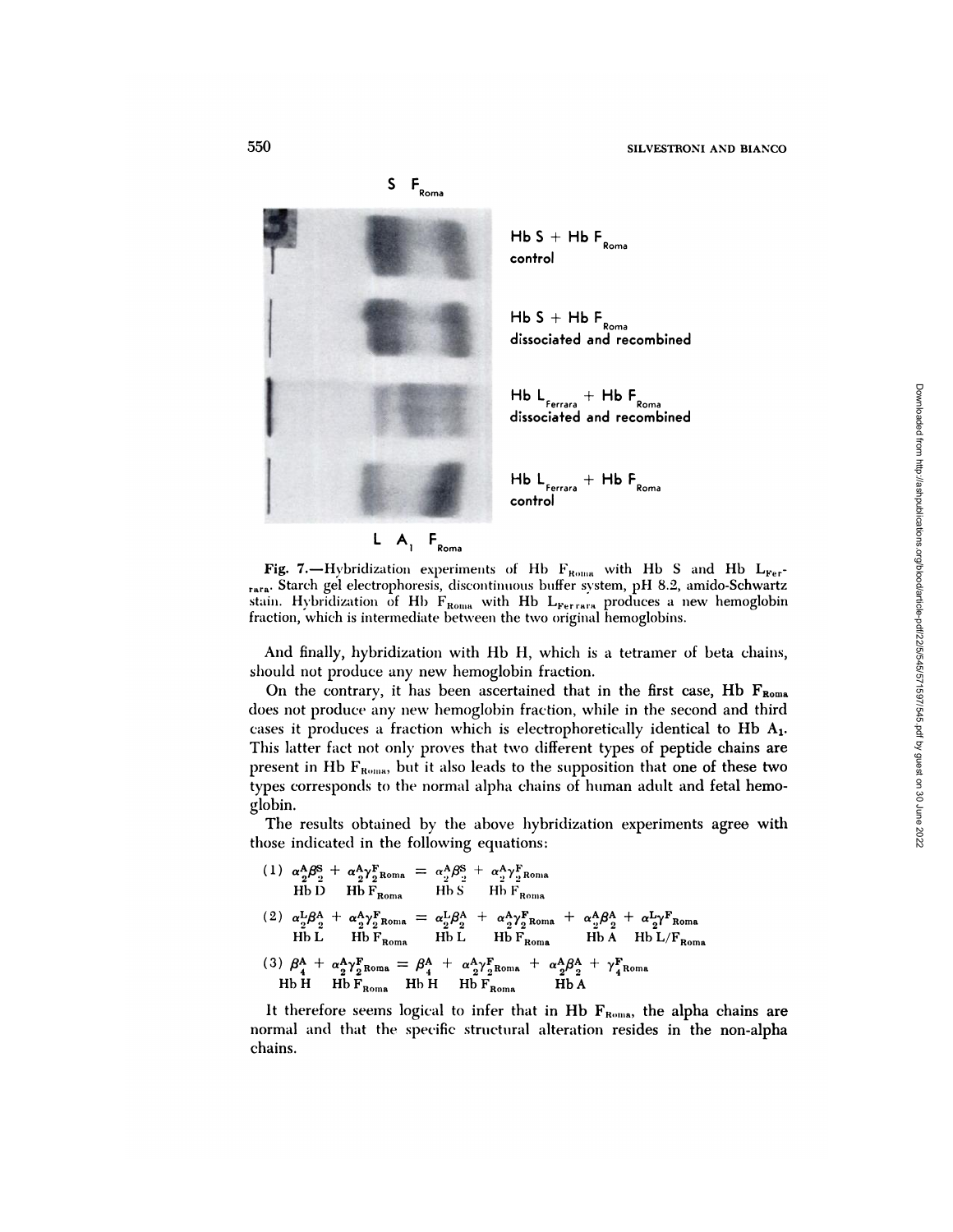**Fig. 7.**—Hybridization experiments of Hb $F_{Roma}$ with Hb S and Hb $L_{Ferrara}$. Starch gel electrophoresis, discontinuous buffer system, pH 8.2, amido-Schwartz stain. Hybridization of Hb $F_{Roma}$ with Hb $L_{Ferrara}$ produces a new hemoglobin fraction, which is intermediate between the two original hemoglobins.

And finally, hybridization with Hb H, which is a tetramer of beta chains, should not produce any new hemoglobin fraction.

On the contrary, it has been ascertained that in the first case, Hb $F_{Roma}$ does not produce any new hemoglobin fraction, while in the second and third cases it produces a fraction which is electrophoretically identical to Hb $A_1$. This latter fact not only proves that two different types of peptide chains are present in Hb $F_{Roma}$, but it also leads to the supposition that one of these two types corresponds to the normal alpha chains of human adult and fetal hemoglobin.

The results obtained by the above hybridization experiments agree with those indicated in the following equations:

$$(1)\quad \underset{\text{Hb D}}{\alpha_2^A\beta_2^S} + \underset{\text{Hb }F_{Roma}}{\alpha_2^A\gamma_{2\,Roma}^F} = \underset{\text{Hb S}}{\alpha_2^A\beta_2^S} + \underset{\text{Hb }F_{Roma}}{\alpha_2^A\gamma_{2\,Roma}^F}$$

$$(2)\quad \underset{\text{Hb L}}{\alpha_2^L\beta_2^A} + \underset{\text{Hb }F_{Roma}}{\alpha_2^A\gamma_{2\,Roma}^F} = \underset{\text{Hb L}}{\alpha_2^L\beta_2^A} + \underset{\text{Hb }F_{Roma}}{\alpha_2^A\gamma_{2\,Roma}^F} + \underset{\text{Hb A}}{\alpha_2^A\beta_2^A} + \underset{\text{Hb L/}F_{Roma}}{\alpha_2^L\gamma_{Roma}^F}$$

$$(3)\quad \underset{\text{Hb H}}{\beta_4^A} + \underset{\text{Hb }F_{Roma}}{\alpha_2^A\gamma_{2\,Roma}^F} = \underset{\text{Hb H}}{\beta_4^A} + \underset{\text{Hb }F_{Roma}}{\alpha_2^A\gamma_{2\,Roma}^F} + \underset{\text{Hb A}}{\alpha_2^A\beta_2^A} + \gamma_{4\,Roma}^F$$

It therefore seems logical to infer that in Hb $F_{Roma}$, the alpha chains are normal and that the specific structural alteration resides in the non-alpha chains.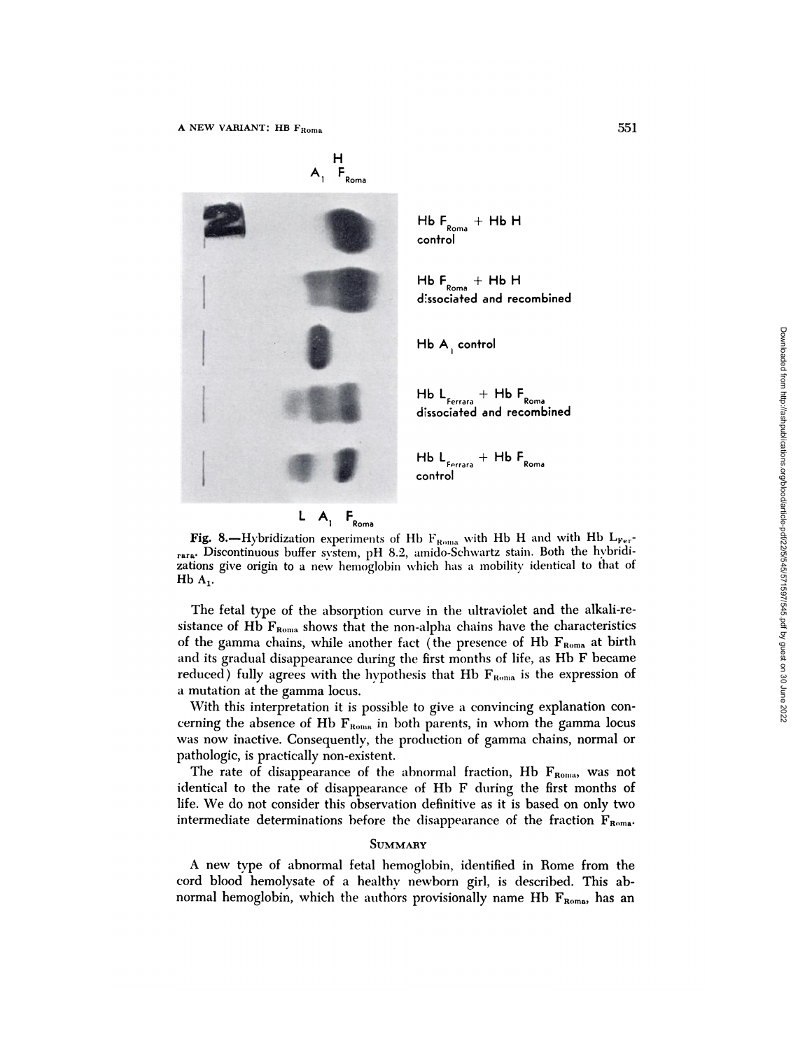H

$A_1$ $F_{Roma}$

Hb $F_{Roma}$ + Hb H control

Hb $F_{Roma}$ + Hb H dissociated and recombined

Hb $A_1$ control

Hb $L_{Ferrara}$ + Hb $F_{Roma}$ dissociated and recombined

Hb $L_{Ferrara}$ + Hb $F_{Roma}$ control

L $A_1$ $F_{Roma}$

**Fig. 8.**—Hybridization experiments of Hb $F_{Roma}$ with Hb H and with Hb $L_{Ferrara}$. Discontinuous buffer system, pH 8.2, amido-Schwartz stain. Both the hybridizations give origin to a new hemoglobin which has a mobility identical to that of Hb $A_1$.

The fetal type of the absorption curve in the ultraviolet and the alkali-resistance of Hb $F_{Roma}$ shows that the non-alpha chains have the characteristics of the gamma chains, while another fact (the presence of Hb $F_{Roma}$ at birth and its gradual disappearance during the first months of life, as Hb F became reduced) fully agrees with the hypothesis that Hb $F_{Roma}$ is the expression of a mutation at the gamma locus.

With this interpretation it is possible to give a convincing explanation concerning the absence of Hb $F_{Roma}$ in both parents, in whom the gamma locus was now inactive. Consequently, the production of gamma chains, normal or pathologic, is practically non-existent.

The rate of disappearance of the abnormal fraction, Hb $F_{Roma}$, was not identical to the rate of disappearance of Hb F during the first months of life. We do not consider this observation definitive as it is based on only two intermediate determinations before the disappearance of the fraction $F_{Roma}$.

## Summary

A new type of abnormal fetal hemoglobin, identified in Rome from the cord blood hemolysate of a healthy newborn girl, is described. This abnormal hemoglobin, which the authors provisionally name Hb $F_{Roma}$, has an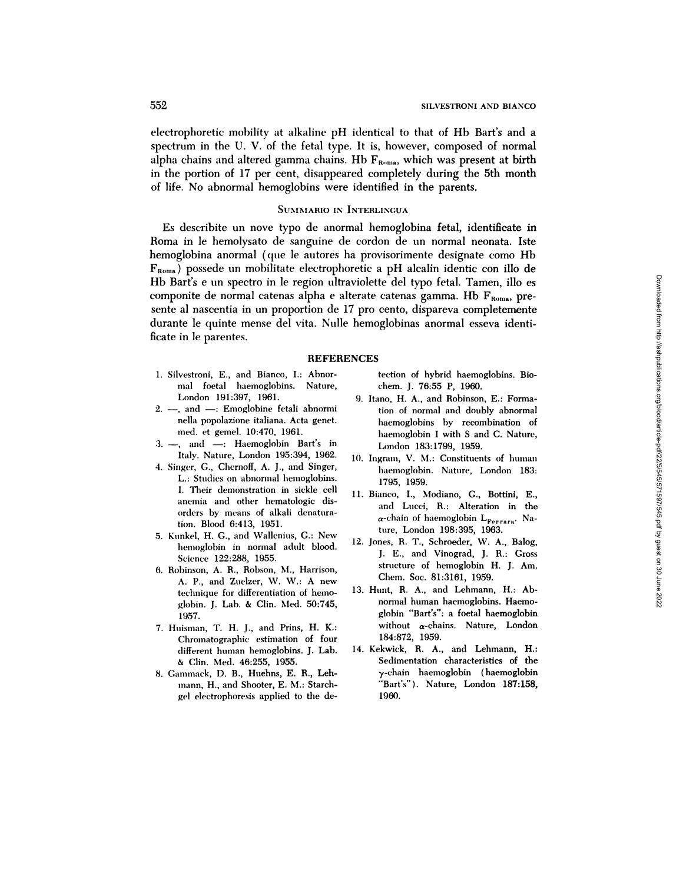electrophoretic mobility at alkaline pH identical to that of Hb Bart's and a spectrum in the U. V. of the fetal type. It is, however, composed of normal alpha chains and altered gamma chains. Hb $F_{Roma}$, which was present at birth in the portion of 17 per cent, disappeared completely during the 5th month of life. No abnormal hemoglobins were identified in the parents.

## Summario in Interlingua

Es describite un nove typo de anormal hemoglobina fetal, identificate in Roma in le hemolysato de sanguine de cordon de un normal neonata. Iste hemoglobina anormal (que le autores ha provisorimente designate como Hb $F_{Roma}$) possede un mobilitate electrophoretic a pH alcalin identic con illo de Hb Bart's e un spectro in le region ultraviolette del typo fetal. Tamen, illo es componite de normal catenas alpha e alterate catenas gamma. Hb $F_{Roma}$, presente al nascentia in un proportion de 17 pro cento, dispareva completemente durante le quinte mense del vita. Nulle hemoglobinas anormal esseva identificate in le parentes.

## REFERENCES

1. Silvestroni, E., and Bianco, I.: Abnormal foetal haemoglobins. Nature, London 191:397, 1961.
2. —, and —: Emoglobine fetali abnormi nella popolazione italiana. Acta genet. med. et gemel. 10:470, 1961.
3. —, and —: Haemoglobin Bart's in Italy. Nature, London 195:394, 1962.
4. Singer, G., Chernoff, A. J., and Singer, L.: Studies on abnormal hemoglobins. I. Their demonstration in sickle cell anemia and other hematologic disorders by means of alkali denaturation. Blood 6:413, 1951.
5. Kunkel, H. G., and Wallenius, G.: New hemoglobin in normal adult blood. Science 122:288, 1955.
6. Robinson, A. R., Robson, M., Harrison, A. P., and Zuelzer, W. W.: A new technique for differentiation of hemoglobin. J. Lab. & Clin. Med. 50:745, 1957.
7. Huisman, T. H. J., and Prins, H. K.: Chromatographic estimation of four different human hemoglobins. J. Lab. & Clin. Med. 46:255, 1955.
8. Gammack, D. B., Huehns, E. R., Lehmann, H., and Shooter, E. M.: Starch-gel electrophoresis applied to the detection of hybrid haemoglobins. Biochem. J. 76:55 P, 1960.
9. Itano, H. A., and Robinson, E.: Formation of normal and doubly abnormal haemoglobins by recombination of haemoglobin I with S and C. Nature, London 183:1799, 1959.
10. Ingram, V. M.: Constituents of human haemoglobin. Nature, London 183: 1795, 1959.
11. Bianco, I., Modiano, G., Bottini, E., and Lucci, R.: Alteration in the $\alpha$-chain of haemoglobin $L_{Ferrara}$. Nature, London 198:395, 1963.
12. Jones, R. T., Schroeder, W. A., Balog, J. E., and Vinograd, J. R.: Gross structure of hemoglobin H. J. Am. Chem. Soc. 81:3161, 1959.
13. Hunt, R. A., and Lehmann, H.: Abnormal human haemoglobins. Haemoglobin "Bart's": a foetal haemoglobin without $\alpha$-chains. Nature, London 184:872, 1959.
14. Kekwick, R. A., and Lehmann, H.: Sedimentation characteristics of the $\gamma$-chain haemoglobin (haemoglobin "Bart's"). Nature, London 187:158, 1960.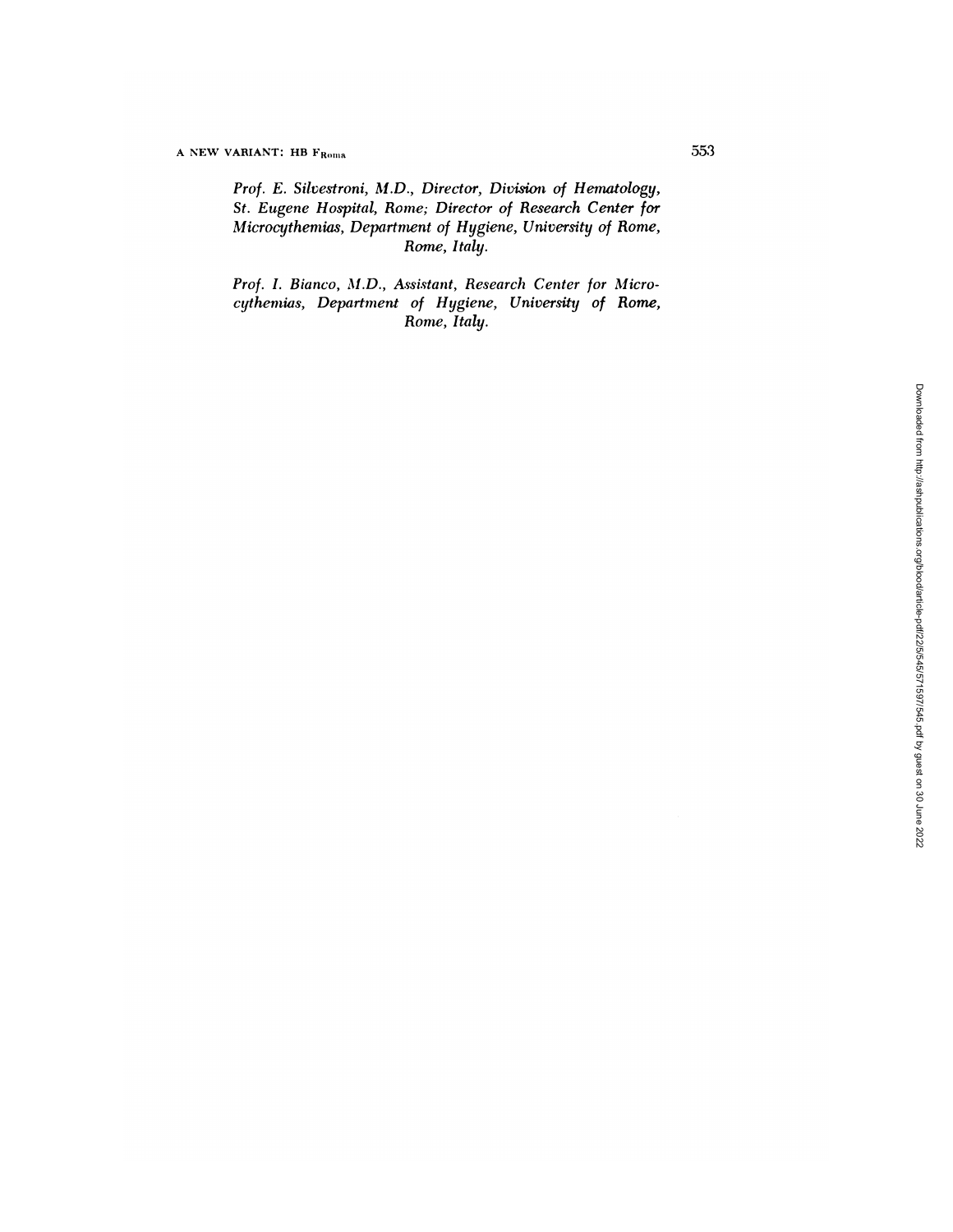*Prof. E. Silvestroni, M.D., Director, Division of Hematology, St. Eugene Hospital, Rome; Director of Research Center for Microcythemias, Department of Hygiene, University of Rome, Rome, Italy.*

*Prof. I. Bianco, M.D., Assistant, Research Center for Microcythemias, Department of Hygiene, University of Rome, Rome, Italy.*